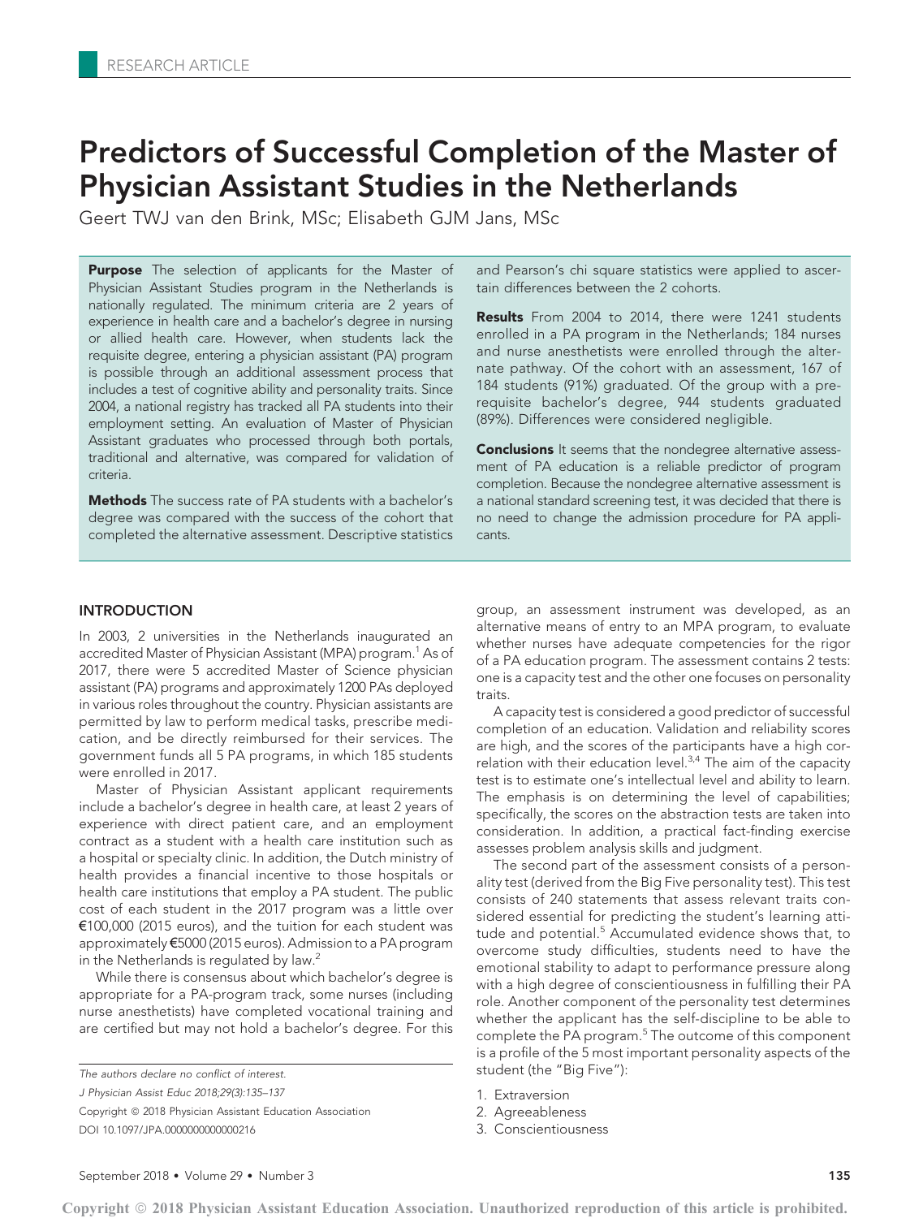# Predictors of Successful Completion of the Master of Physician Assistant Studies in the Netherlands

Geert TWJ van den Brink, MSc; Elisabeth GJM Jans, MSc

**Purpose** The selection of applicants for the Master of Physician Assistant Studies program in the Netherlands is nationally regulated. The minimum criteria are 2 years of experience in health care and a bachelor's degree in nursing or allied health care. However, when students lack the requisite degree, entering a physician assistant (PA) program is possible through an additional assessment process that includes a test of cognitive ability and personality traits. Since 2004, a national registry has tracked all PA students into their employment setting. An evaluation of Master of Physician Assistant graduates who processed through both portals, traditional and alternative, was compared for validation of criteria.

**Methods** The success rate of PA students with a bachelor's degree was compared with the success of the cohort that completed the alternative assessment. Descriptive statistics and Pearson's chi square statistics were applied to ascertain differences between the 2 cohorts.

**Results** From 2004 to 2014, there were 1241 students enrolled in a PA program in the Netherlands; 184 nurses and nurse anesthetists were enrolled through the alternate pathway. Of the cohort with an assessment, 167 of 184 students (91%) graduated. Of the group with a prerequisite bachelor's degree, 944 students graduated (89%). Differences were considered negligible.

**Conclusions** It seems that the nondegree alternative assessment of PA education is a reliable predictor of program completion. Because the nondegree alternative assessment is a national standard screening test, it was decided that there is no need to change the admission procedure for PA applicants.

## INTRODUCTION

In 2003, 2 universities in the Netherlands inaugurated an accredited Master of Physician Assistant (MPA) program.[1] As of 2017, there were 5 accredited Master of Science physician assistant (PA) programs and approximately 1200 PAs deployed in various roles throughout the country. Physician assistants are permitted by law to perform medical tasks, prescribe medication, and be directly reimbursed for their services. The government funds all 5 PA programs, in which 185 students were enrolled in 2017.

Master of Physician Assistant applicant requirements include a bachelor's degree in health care, at least 2 years of experience with direct patient care, and an employment contract as a student with a health care institution such as a hospital or specialty clinic. In addition, the Dutch ministry of health provides a financial incentive to those hospitals or health care institutions that employ a PA student. The public cost of each student in the 2017 program was a little over €100,000 (2015 euros), and the tuition for each student was approximately €5000 (2015 euros). Admission to a PA program in the Netherlands is regulated by law.[2]

While there is consensus about which bachelor's degree is appropriate for a PA-program track, some nurses (including nurse anesthetists) have completed vocational training and are certified but may not hold a bachelor's degree. For this group, an assessment instrument was developed, as an alternative means of entry to an MPA program, to evaluate whether nurses have adequate competencies for the rigor of a PA education program. The assessment contains 2 tests: one is a capacity test and the other one focuses on personality traits.

A capacity test is considered a good predictor of successful completion of an education. Validation and reliability scores are high, and the scores of the participants have a high correlation with their education level.[3,4] The aim of the capacity test is to estimate one's intellectual level and ability to learn. The emphasis is on determining the level of capabilities; specifically, the scores on the abstraction tests are taken into consideration. In addition, a practical fact-finding exercise assesses problem analysis skills and judgment.

The second part of the assessment consists of a personality test (derived from the Big Five personality test). This test consists of 240 statements that assess relevant traits considered essential for predicting the student's learning attitude and potential.[5] Accumulated evidence shows that, to overcome study difficulties, students need to have the emotional stability to adapt to performance pressure along with a high degree of conscientiousness in fulfilling their PA role. Another component of the personality test determines whether the applicant has the self-discipline to be able to complete the PA program.[5] The outcome of this component is a profile of the 5 most important personality aspects of the student (the "Big Five"):

1. Extraversion
2. Agreeableness
3. Conscientiousness

*The authors declare no conflict of interest.*

*J Physician Assist Educ 2018;29(3):135–137*

Copyright © 2018 Physician Assistant Education Association

DOI 10.1097/JPA.0000000000000216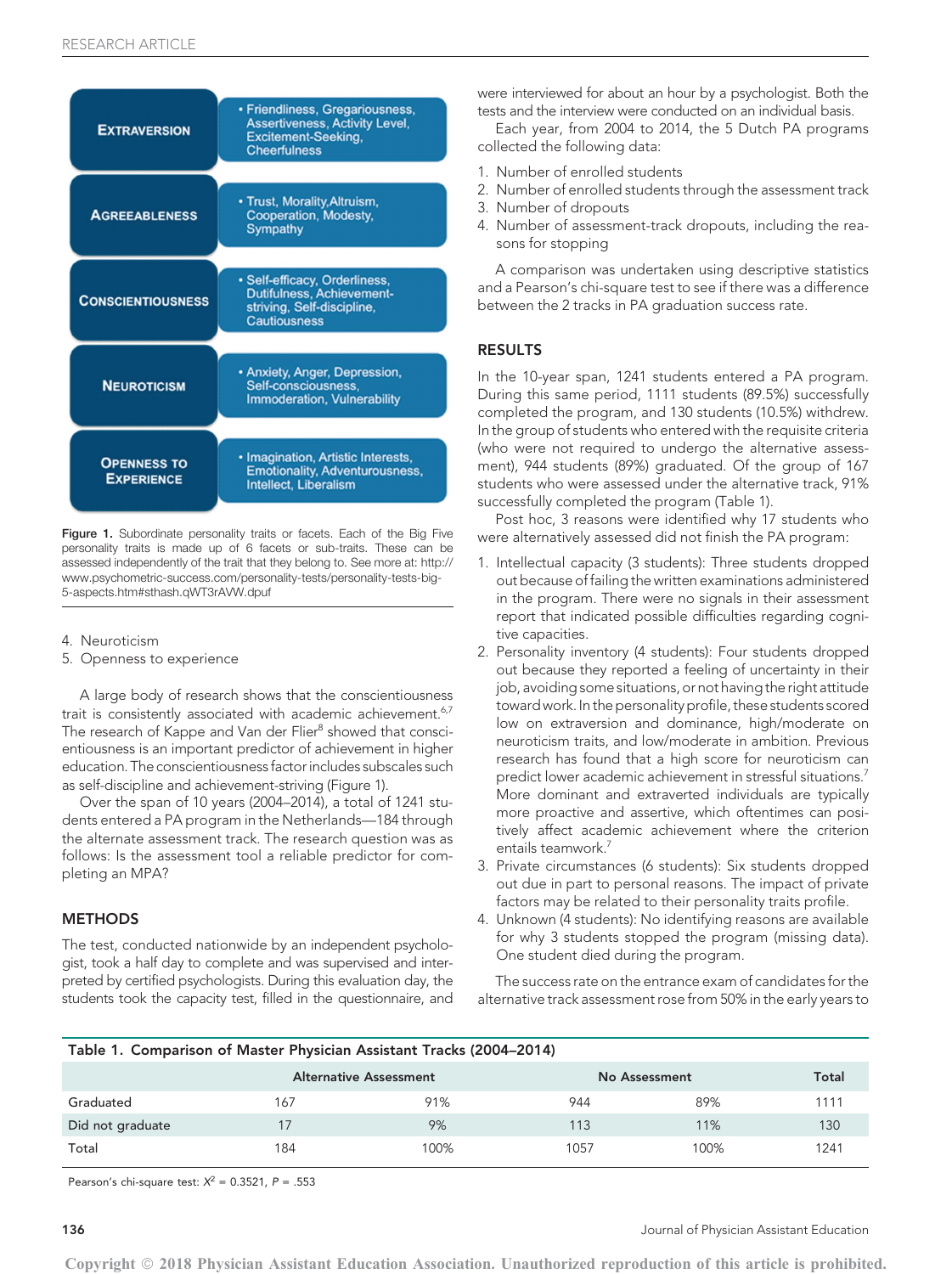| | |
|---|---|
| **Extraversion** | • Friendliness, Gregariousness, Assertiveness, Activity Level, Excitement-Seeking, Cheerfulness |
| **Agreeableness** | • Trust, Morality, Altruism, Cooperation, Modesty, Sympathy |
| **Conscientiousness** | • Self-efficacy, Orderliness, Dutifulness, Achievement-striving, Self-discipline, Cautiousness |
| **Neuroticism** | • Anxiety, Anger, Depression, Self-consciousness, Immoderation, Vulnerability |
| **Openness to Experience** | • Imagination, Artistic Interests, Emotionality, Adventurousness, Intellect, Liberalism |

**Figure 1.** Subordinate personality traits or facets. Each of the Big Five personality traits is made up of 6 facets or sub-traits. These can be assessed independently of the trait that they belong to. See more at: http://www.psychometric-success.com/personality-tests/personality-tests-big-5-aspects.htm#sthash.qWT3rAVW.dpuf

4. Neuroticism
5. Openness to experience

A large body of research shows that the conscientiousness trait is consistently associated with academic achievement.[6,7] The research of Kappe and Van der Flier[8] showed that conscientiousness is an important predictor of achievement in higher education. The conscientiousness factor includes subscales such as self-discipline and achievement-striving (Figure 1).

Over the span of 10 years (2004–2014), a total of 1241 students entered a PA program in the Netherlands—184 through the alternate assessment track. The research question was as follows: Is the assessment tool a reliable predictor for completing an MPA?

## METHODS

The test, conducted nationwide by an independent psychologist, took a half day to complete and was supervised and interpreted by certified psychologists. During this evaluation day, the students took the capacity test, filled in the questionnaire, and were interviewed for about an hour by a psychologist. Both the tests and the interview were conducted on an individual basis.

Each year, from 2004 to 2014, the 5 Dutch PA programs collected the following data:

1. Number of enrolled students
2. Number of enrolled students through the assessment track
3. Number of dropouts
4. Number of assessment-track dropouts, including the reasons for stopping

A comparison was undertaken using descriptive statistics and a Pearson's chi-square test to see if there was a difference between the 2 tracks in PA graduation success rate.

## RESULTS

In the 10-year span, 1241 students entered a PA program. During this same period, 1111 students (89.5%) successfully completed the program, and 130 students (10.5%) withdrew. In the group of students who entered with the requisite criteria (who were not required to undergo the alternative assessment), 944 students (89%) graduated. Of the group of 167 students who were assessed under the alternative track, 91% successfully completed the program (Table 1).

Post hoc, 3 reasons were identified why 17 students who were alternatively assessed did not finish the PA program:

1. Intellectual capacity (3 students): Three students dropped out because of failing the written examinations administered in the program. There were no signals in their assessment report that indicated possible difficulties regarding cognitive capacities.
2. Personality inventory (4 students): Four students dropped out because they reported a feeling of uncertainty in their job, avoiding some situations, or not having the right attitude toward work. In the personality profile, these students scored low on extraversion and dominance, high/moderate on neuroticism traits, and low/moderate in ambition. Previous research has found that a high score for neuroticism can predict lower academic achievement in stressful situations.[7] More dominant and extraverted individuals are typically more proactive and assertive, which oftentimes can positively affect academic achievement where the criterion entails teamwork.[7]
3. Private circumstances (6 students): Six students dropped out due in part to personal reasons. The impact of private factors may be related to their personality traits profile.
4. Unknown (4 students): No identifying reasons are available for why 3 students stopped the program (missing data). One student died during the program.

The success rate on the entrance exam of candidates for the alternative track assessment rose from 50% in the early years to

**Table 1. Comparison of Master Physician Assistant Tracks (2004–2014)**

| | Alternative Assessment | | No Assessment | | Total |
|---|---|---|---|---|---|
| Graduated | 167 | 91% | 944 | 89% | 1111 |
| Did not graduate | 17 | 9% | 113 | 11% | 130 |
| Total | 184 | 100% | 1057 | 100% | 1241 |

Pearson's chi-square test: $X^2 = 0.3521$, $P = .553$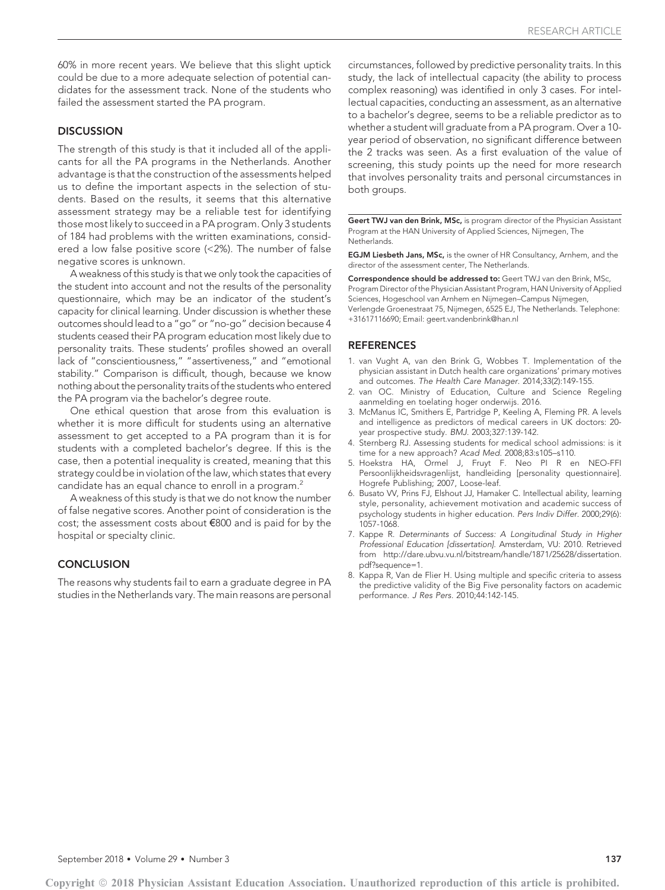60% in more recent years. We believe that this slight uptick could be due to a more adequate selection of potential candidates for the assessment track. None of the students who failed the assessment started the PA program.

## DISCUSSION

The strength of this study is that it included all of the applicants for all the PA programs in the Netherlands. Another advantage is that the construction of the assessments helped us to define the important aspects in the selection of students. Based on the results, it seems that this alternative assessment strategy may be a reliable test for identifying those most likely to succeed in a PA program. Only 3 students of 184 had problems with the written examinations, considered a low false positive score (<2%). The number of false negative scores is unknown.

A weakness of this study is that we only took the capacities of the student into account and not the results of the personality questionnaire, which may be an indicator of the student's capacity for clinical learning. Under discussion is whether these outcomes should lead to a "go" or "no-go" decision because 4 students ceased their PA program education most likely due to personality traits. These students' profiles showed an overall lack of "conscientiousness," "assertiveness," and "emotional stability." Comparison is difficult, though, because we know nothing about the personality traits of the students who entered the PA program via the bachelor's degree route.

One ethical question that arose from this evaluation is whether it is more difficult for students using an alternative assessment to get accepted to a PA program than it is for students with a completed bachelor's degree. If this is the case, then a potential inequality is created, meaning that this strategy could be in violation of the law, which states that every candidate has an equal chance to enroll in a program.[2]

A weakness of this study is that we do not know the number of false negative scores. Another point of consideration is the cost; the assessment costs about €800 and is paid for by the hospital or specialty clinic.

## CONCLUSION

The reasons why students fail to earn a graduate degree in PA studies in the Netherlands vary. The main reasons are personal circumstances, followed by predictive personality traits. In this study, the lack of intellectual capacity (the ability to process complex reasoning) was identified in only 3 cases. For intellectual capacities, conducting an assessment, as an alternative to a bachelor's degree, seems to be a reliable predictor as to whether a student will graduate from a PA program. Over a 10-year period of observation, no significant difference between the 2 tracks was seen. As a first evaluation of the value of screening, this study points up the need for more research that involves personality traits and personal circumstances in both groups.

**Geert TWJ van den Brink, MSc,** is program director of the Physician Assistant Program at the HAN University of Applied Sciences, Nijmegen, The Netherlands.

**EGJM Liesbeth Jans, MSc,** is the owner of HR Consultancy, Arnhem, and the director of the assessment center, The Netherlands.

**Correspondence should be addressed to:** Geert TWJ van den Brink, MSc, Program Director of the Physician Assistant Program, HAN University of Applied Sciences, Hogeschool van Arnhem en Nijmegen–Campus Nijmegen, Verlengde Groenestraat 75, Nijmegen, 6525 EJ, The Netherlands. Telephone: +31617116690; Email: geert.vandenbrink@han.nl

## REFERENCES

1. van Vught A, van den Brink G, Wobbes T. Implementation of the physician assistant in Dutch health care organizations' primary motives and outcomes. *The Health Care Manager*. 2014;33(2):149-155.
2. van OC. Ministry of Education, Culture and Science Regeling aanmelding en toelating hoger onderwijs. 2016.
3. McManus IC, Smithers E, Partridge P, Keeling A, Fleming PR. A levels and intelligence as predictors of medical careers in UK doctors: 20-year prospective study. *BMJ*. 2003;327:139-142.
4. Sternberg RJ. Assessing students for medical school admissions: is it time for a new approach? *Acad Med*. 2008;83:s105–s110.
5. Hoekstra HA, Ormel J, Fruyt F. Neo PI R en NEO-FFI Persoonlijkheidsvragenlijst, handleiding [personality questionnaire]. Hogrefe Publishing; 2007, Loose-leaf.
6. Busato VV, Prins FJ, Elshout JJ, Hamaker C. Intellectual ability, learning style, personality, achievement motivation and academic success of psychology students in higher education. *Pers Indiv Differ*. 2000;29(6): 1057-1068.
7. Kappe R. *Determinants of Success: A Longitudinal Study in Higher Professional Education [dissertation]*. Amsterdam, VU: 2010. Retrieved from http://dare.ubvu.vu.nl/bitstream/handle/1871/25628/dissertation.pdf?sequence=1.
8. Kappa R, Van de Flier H. Using multiple and specific criteria to assess the predictive validity of the Big Five personality factors on academic performance. *J Res Pers*. 2010;44:142-145.